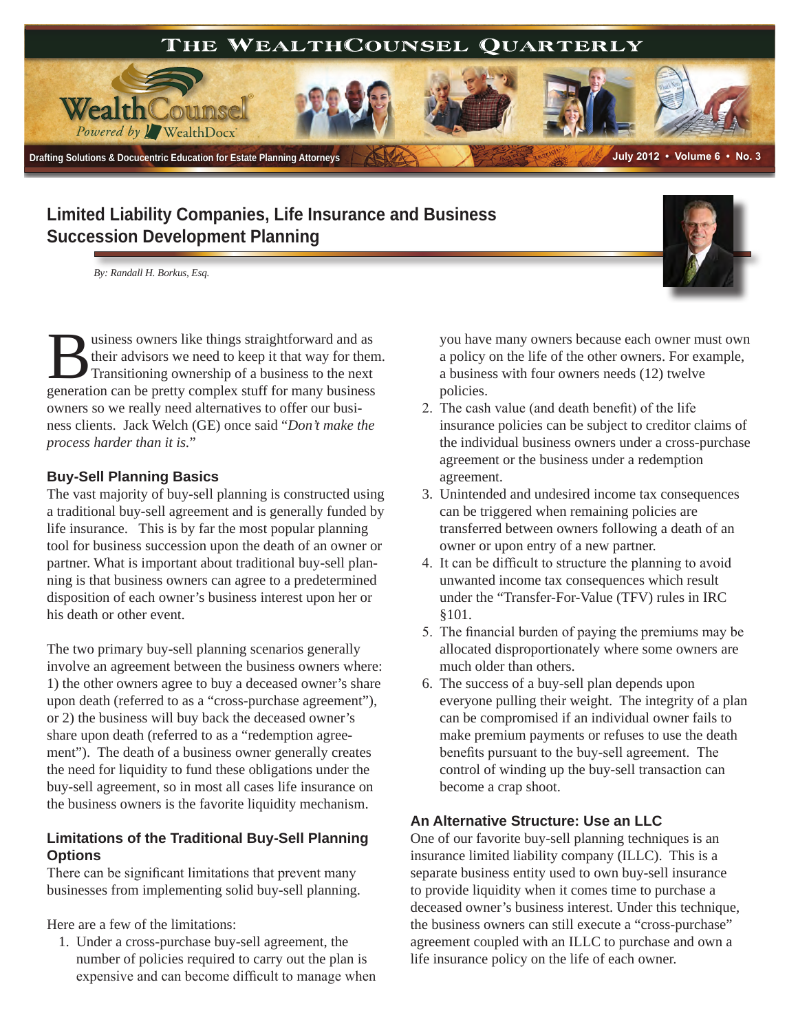# Limited Liability Companies, Life Insurance and Business Succession Development Planning

*By: Randall H. Borkus, Esq.*

Business owners like things straightforward and as their advisors we need to keep it that way for them. Transitioning ownership of a business to the next generation can be pretty complex stuff for many business owners so we really need alternatives to offer our business clients. Jack Welch (GE) once said "*Don't make the process harder than it is.*"

## Buy-Sell Planning Basics

The vast majority of buy-sell planning is constructed using a traditional buy-sell agreement and is generally funded by life insurance. This is by far the most popular planning tool for business succession upon the death of an owner or partner. What is important about traditional buy-sell planning is that business owners can agree to a predetermined disposition of each owner's business interest upon her or his death or other event.

The two primary buy-sell planning scenarios generally involve an agreement between the business owners where: 1) the other owners agree to buy a deceased owner's share upon death (referred to as a "cross-purchase agreement"), or 2) the business will buy back the deceased owner's share upon death (referred to as a "redemption agreement"). The death of a business owner generally creates the need for liquidity to fund these obligations under the buy-sell agreement, so in most all cases life insurance on the business owners is the favorite liquidity mechanism.

## Limitations of the Traditional Buy-Sell Planning Options

There can be significant limitations that prevent many businesses from implementing solid buy-sell planning.

Here are a few of the limitations:

1. Under a cross-purchase buy-sell agreement, the number of policies required to carry out the plan is expensive and can become difficult to manage when you have many owners because each owner must own a policy on the life of the other owners. For example, a business with four owners needs (12) twelve policies.
2. The cash value (and death benefit) of the life insurance policies can be subject to creditor claims of the individual business owners under a cross-purchase agreement or the business under a redemption agreement.
3. Unintended and undesired income tax consequences can be triggered when remaining policies are transferred between owners following a death of an owner or upon entry of a new partner.
4. It can be difficult to structure the planning to avoid unwanted income tax consequences which result under the "Transfer-For-Value (TFV) rules in IRC §101.
5. The financial burden of paying the premiums may be allocated disproportionately where some owners are much older than others.
6. The success of a buy-sell plan depends upon everyone pulling their weight. The integrity of a plan can be compromised if an individual owner fails to make premium payments or refuses to use the death benefits pursuant to the buy-sell agreement. The control of winding up the buy-sell transaction can become a crap shoot.

## An Alternative Structure: Use an LLC

One of our favorite buy-sell planning techniques is an insurance limited liability company (ILLC). This is a separate business entity used to own buy-sell insurance to provide liquidity when it comes time to purchase a deceased owner's business interest. Under this technique, the business owners can still execute a "cross-purchase" agreement coupled with an ILLC to purchase and own a life insurance policy on the life of each owner.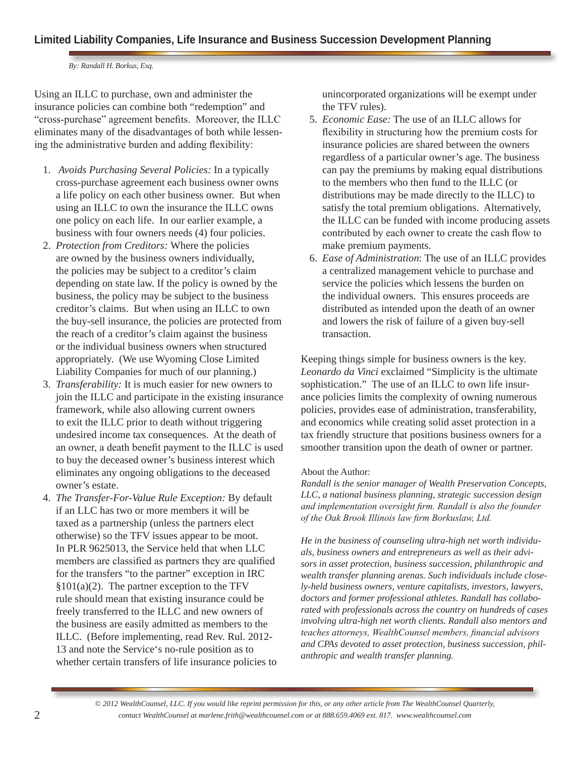## Limited Liability Companies, Life Insurance and Business Succession Development Planning

*By: Randall H. Borkus, Esq.*

Using an ILLC to purchase, own and administer the insurance policies can combine both "redemption" and "cross-purchase" agreement benefits. Moreover, the ILLC eliminates many of the disadvantages of both while lessening the administrative burden and adding flexibility:

1. *Avoids Purchasing Several Policies:* In a typically cross-purchase agreement each business owner owns a life policy on each other business owner. But when using an ILLC to own the insurance the ILLC owns one policy on each life. In our earlier example, a business with four owners needs (4) four policies.
2. *Protection from Creditors:* Where the policies are owned by the business owners individually, the policies may be subject to a creditor's claim depending on state law. If the policy is owned by the business, the policy may be subject to the business creditor's claims. But when using an ILLC to own the buy-sell insurance, the policies are protected from the reach of a creditor's claim against the business or the individual business owners when structured appropriately. (We use Wyoming Close Limited Liability Companies for much of our planning.)
3. *Transferability:* It is much easier for new owners to join the ILLC and participate in the existing insurance framework, while also allowing current owners to exit the ILLC prior to death without triggering undesired income tax consequences. At the death of an owner, a death benefit payment to the ILLC is used to buy the deceased owner's business interest which eliminates any ongoing obligations to the deceased owner's estate.
4. *The Transfer-For-Value Rule Exception:* By default if an LLC has two or more members it will be taxed as a partnership (unless the partners elect otherwise) so the TFV issues appear to be moot. In PLR 9625013, the Service held that when LLC members are classified as partners they are qualified for the transfers "to the partner" exception in IRC §101(a)(2). The partner exception to the TFV rule should mean that existing insurance could be freely transferred to the ILLC and new owners of the business are easily admitted as members to the ILLC. (Before implementing, read Rev. Rul. 2012-13 and note the Service's no-rule position as to whether certain transfers of life insurance policies to unincorporated organizations will be exempt under the TFV rules).
5. *Economic Ease:* The use of an ILLC allows for flexibility in structuring how the premium costs for insurance policies are shared between the owners regardless of a particular owner's age. The business can pay the premiums by making equal distributions to the members who then fund to the ILLC (or distributions may be made directly to the ILLC) to satisfy the total premium obligations. Alternatively, the ILLC can be funded with income producing assets contributed by each owner to create the cash flow to make premium payments.
6. *Ease of Administration*: The use of an ILLC provides a centralized management vehicle to purchase and service the policies which lessens the burden on the individual owners. This ensures proceeds are distributed as intended upon the death of an owner and lowers the risk of failure of a given buy-sell transaction.

Keeping things simple for business owners is the key. *Leonardo da Vinci* exclaimed "Simplicity is the ultimate sophistication." The use of an ILLC to own life insurance policies limits the complexity of owning numerous policies, provides ease of administration, transferability, and economics while creating solid asset protection in a tax friendly structure that positions business owners for a smoother transition upon the death of owner or partner.

About the Author:

*Randall is the senior manager of Wealth Preservation Concepts, LLC, a national business planning, strategic succession design and implementation oversight firm. Randall is also the founder of the Oak Brook Illinois law firm Borkuslaw, Ltd.*

*He in the business of counseling ultra-high net worth individuals, business owners and entrepreneurs as well as their advisors in asset protection, business succession, philanthropic and wealth transfer planning arenas. Such individuals include closely-held business owners, venture capitalists, investors, lawyers, doctors and former professional athletes. Randall has collaborated with professionals across the country on hundreds of cases involving ultra-high net worth clients. Randall also mentors and teaches attorneys, WealthCounsel members, financial advisors and CPAs devoted to asset protection, business succession, philanthropic and wealth transfer planning.*

*© 2012 WealthCounsel, LLC. If you would like reprint permission for this, or any other article from The WealthCounsel Quarterly, contact WealthCounsel at marlene.frith@wealthcounsel.com or at 888.659.4069 ext. 817. www.wealthcounsel.com*